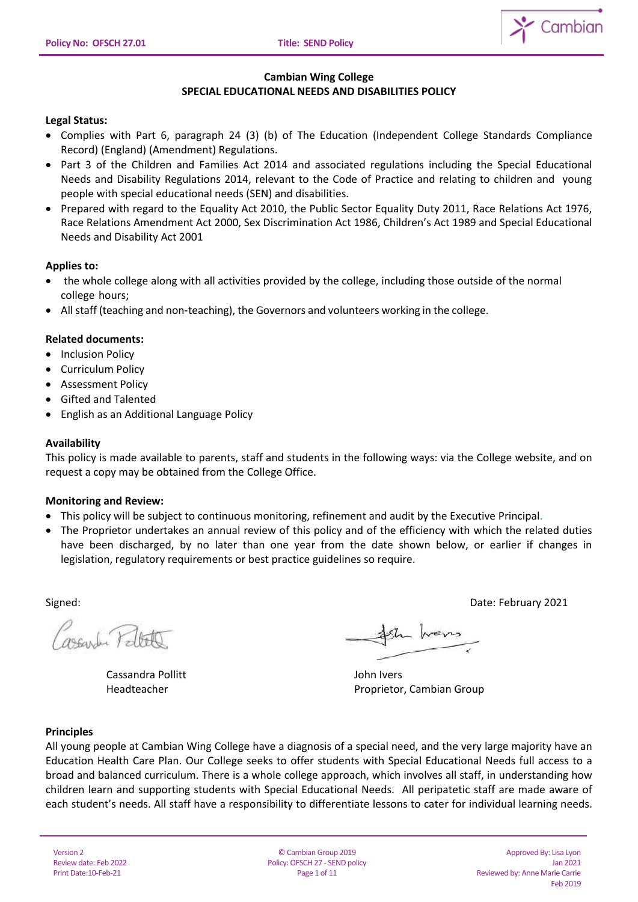**Cambian Wing College**
**SPECIAL EDUCATIONAL NEEDS AND DISABILITIES POLICY**

**Legal Status:**

- Complies with Part 6, paragraph 24 (3) (b) of The Education (Independent College Standards Compliance Record) (England) (Amendment) Regulations.
- Part 3 of the Children and Families Act 2014 and associated regulations including the Special Educational Needs and Disability Regulations 2014, relevant to the Code of Practice and relating to children and young people with special educational needs (SEN) and disabilities.
- Prepared with regard to the Equality Act 2010, the Public Sector Equality Duty 2011, Race Relations Act 1976, Race Relations Amendment Act 2000, Sex Discrimination Act 1986, Children's Act 1989 and Special Educational Needs and Disability Act 2001

**Applies to:**

- the whole college along with all activities provided by the college, including those outside of the normal college hours;
- All staff (teaching and non-teaching), the Governors and volunteers working in the college.

**Related documents:**

- Inclusion Policy
- Curriculum Policy
- Assessment Policy
- Gifted and Talented
- English as an Additional Language Policy

**Availability**

This policy is made available to parents, staff and students in the following ways: via the College website, and on request a copy may be obtained from the College Office.

**Monitoring and Review:**

- This policy will be subject to continuous monitoring, refinement and audit by the Executive Principal.
- The Proprietor undertakes an annual review of this policy and of the efficiency with which the related duties have been discharged, by no later than one year from the date shown below, or earlier if changes in legislation, regulatory requirements or best practice guidelines so require.

Signed:

Date: February 2021

Cassandra Pollitt
Headteacher

John Ivers
Proprietor, Cambian Group

**Principles**

All young people at Cambian Wing College have a diagnosis of a special need, and the very large majority have an Education Health Care Plan. Our College seeks to offer students with Special Educational Needs full access to a broad and balanced curriculum. There is a whole college approach, which involves all staff, in understanding how children learn and supporting students with Special Educational Needs. All peripatetic staff are made aware of each student's needs. All staff have a responsibility to differentiate lessons to cater for individual learning needs.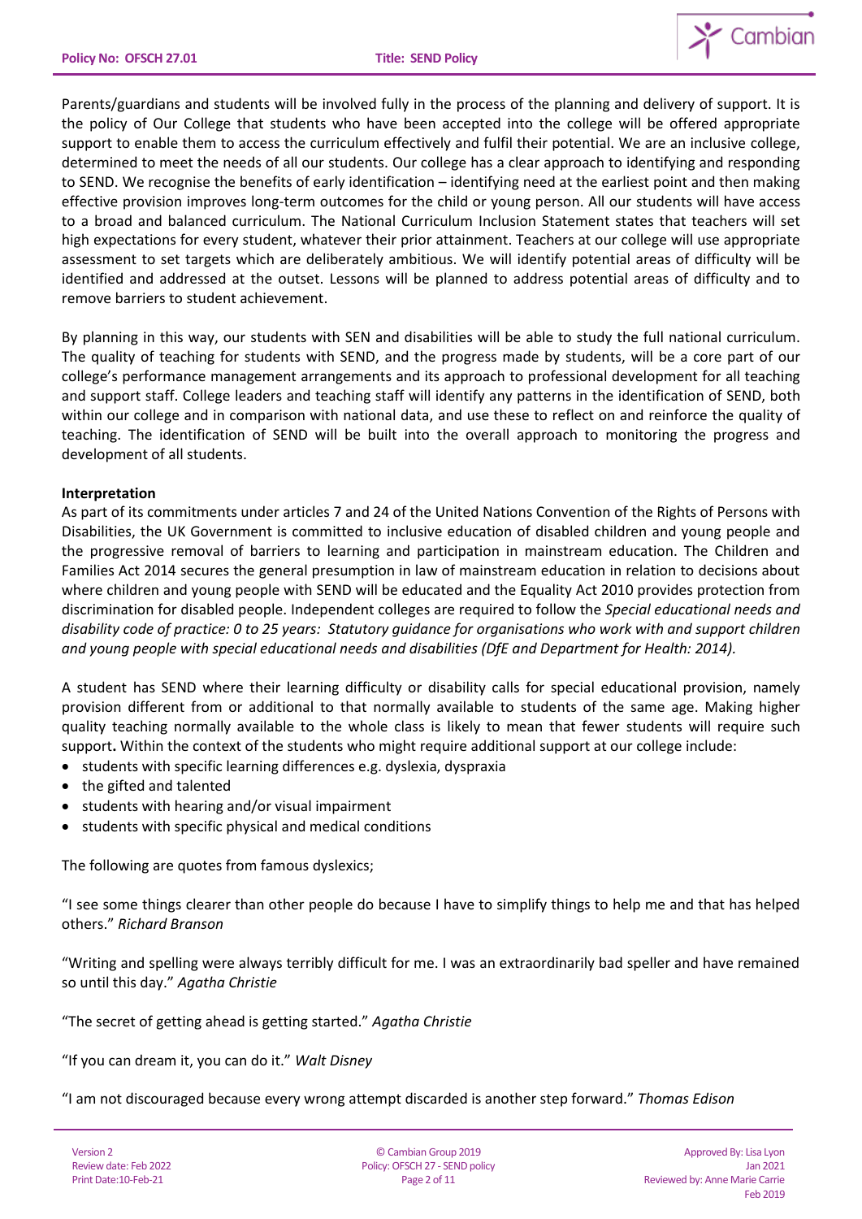Parents/guardians and students will be involved fully in the process of the planning and delivery of support. It is the policy of Our College that students who have been accepted into the college will be offered appropriate support to enable them to access the curriculum effectively and fulfil their potential. We are an inclusive college, determined to meet the needs of all our students. Our college has a clear approach to identifying and responding to SEND. We recognise the benefits of early identification – identifying need at the earliest point and then making effective provision improves long-term outcomes for the child or young person. All our students will have access to a broad and balanced curriculum. The National Curriculum Inclusion Statement states that teachers will set high expectations for every student, whatever their prior attainment. Teachers at our college will use appropriate assessment to set targets which are deliberately ambitious. We will identify potential areas of difficulty will be identified and addressed at the outset. Lessons will be planned to address potential areas of difficulty and to remove barriers to student achievement.

By planning in this way, our students with SEN and disabilities will be able to study the full national curriculum. The quality of teaching for students with SEND, and the progress made by students, will be a core part of our college's performance management arrangements and its approach to professional development for all teaching and support staff. College leaders and teaching staff will identify any patterns in the identification of SEND, both within our college and in comparison with national data, and use these to reflect on and reinforce the quality of teaching. The identification of SEND will be built into the overall approach to monitoring the progress and development of all students.

**Interpretation**

As part of its commitments under articles 7 and 24 of the United Nations Convention of the Rights of Persons with Disabilities, the UK Government is committed to inclusive education of disabled children and young people and the progressive removal of barriers to learning and participation in mainstream education. The Children and Families Act 2014 secures the general presumption in law of mainstream education in relation to decisions about where children and young people with SEND will be educated and the Equality Act 2010 provides protection from discrimination for disabled people. Independent colleges are required to follow the *Special educational needs and disability code of practice: 0 to 25 years: Statutory guidance for organisations who work with and support children and young people with special educational needs and disabilities (DfE and Department for Health: 2014).*

A student has SEND where their learning difficulty or disability calls for special educational provision, namely provision different from or additional to that normally available to students of the same age. Making higher quality teaching normally available to the whole class is likely to mean that fewer students will require such support**.** Within the context of the students who might require additional support at our college include:

- students with specific learning differences e.g. dyslexia, dyspraxia
- the gifted and talented
- students with hearing and/or visual impairment
- students with specific physical and medical conditions

The following are quotes from famous dyslexics;

"I see some things clearer than other people do because I have to simplify things to help me and that has helped others." *Richard Branson*

"Writing and spelling were always terribly difficult for me. I was an extraordinarily bad speller and have remained so until this day." *Agatha Christie*

"The secret of getting ahead is getting started." *Agatha Christie*

"If you can dream it, you can do it." *Walt Disney*

"I am not discouraged because every wrong attempt discarded is another step forward." *Thomas Edison*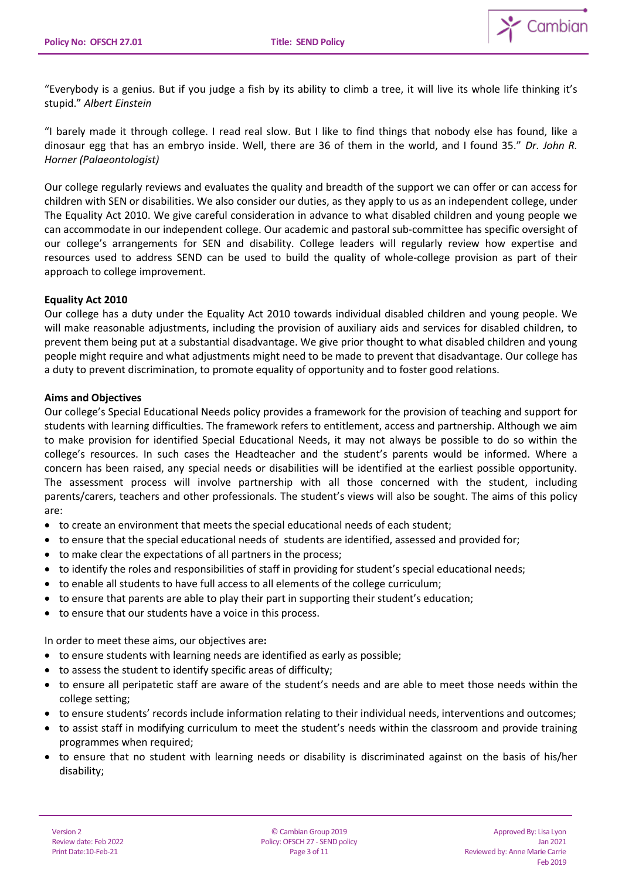"Everybody is a genius. But if you judge a fish by its ability to climb a tree, it will live its whole life thinking it's stupid." *Albert Einstein*

"I barely made it through college. I read real slow. But I like to find things that nobody else has found, like a dinosaur egg that has an embryo inside. Well, there are 36 of them in the world, and I found 35." *Dr. John R. Horner (Palaeontologist)*

Our college regularly reviews and evaluates the quality and breadth of the support we can offer or can access for children with SEN or disabilities. We also consider our duties, as they apply to us as an independent college, under The Equality Act 2010. We give careful consideration in advance to what disabled children and young people we can accommodate in our independent college. Our academic and pastoral sub-committee has specific oversight of our college's arrangements for SEN and disability. College leaders will regularly review how expertise and resources used to address SEND can be used to build the quality of whole-college provision as part of their approach to college improvement.

**Equality Act 2010**

Our college has a duty under the Equality Act 2010 towards individual disabled children and young people. We will make reasonable adjustments, including the provision of auxiliary aids and services for disabled children, to prevent them being put at a substantial disadvantage. We give prior thought to what disabled children and young people might require and what adjustments might need to be made to prevent that disadvantage. Our college has a duty to prevent discrimination, to promote equality of opportunity and to foster good relations.

**Aims and Objectives**

Our college's Special Educational Needs policy provides a framework for the provision of teaching and support for students with learning difficulties. The framework refers to entitlement, access and partnership. Although we aim to make provision for identified Special Educational Needs, it may not always be possible to do so within the college's resources. In such cases the Headteacher and the student's parents would be informed. Where a concern has been raised, any special needs or disabilities will be identified at the earliest possible opportunity. The assessment process will involve partnership with all those concerned with the student, including parents/carers, teachers and other professionals. The student's views will also be sought. The aims of this policy are:

- to create an environment that meets the special educational needs of each student;
- to ensure that the special educational needs of students are identified, assessed and provided for;
- to make clear the expectations of all partners in the process;
- to identify the roles and responsibilities of staff in providing for student's special educational needs;
- to enable all students to have full access to all elements of the college curriculum;
- to ensure that parents are able to play their part in supporting their student's education;
- to ensure that our students have a voice in this process.

In order to meet these aims, our objectives are**:**

- to ensure students with learning needs are identified as early as possible;
- to assess the student to identify specific areas of difficulty;
- to ensure all peripatetic staff are aware of the student's needs and are able to meet those needs within the college setting;
- to ensure students' records include information relating to their individual needs, interventions and outcomes;
- to assist staff in modifying curriculum to meet the student's needs within the classroom and provide training programmes when required;
- to ensure that no student with learning needs or disability is discriminated against on the basis of his/her disability;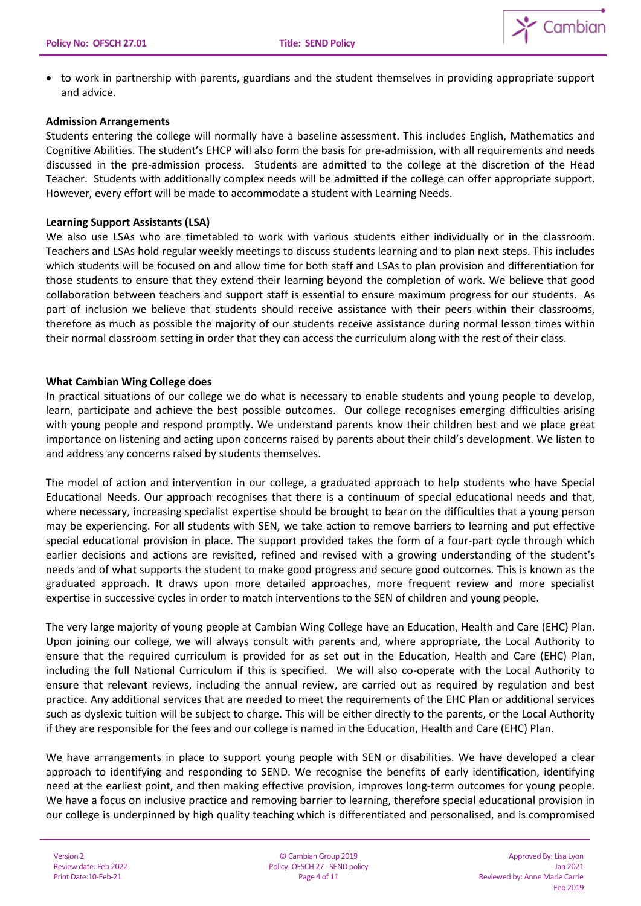- to work in partnership with parents, guardians and the student themselves in providing appropriate support and advice.

**Admission Arrangements**

Students entering the college will normally have a baseline assessment. This includes English, Mathematics and Cognitive Abilities. The student's EHCP will also form the basis for pre-admission, with all requirements and needs discussed in the pre-admission process. Students are admitted to the college at the discretion of the Head Teacher. Students with additionally complex needs will be admitted if the college can offer appropriate support. However, every effort will be made to accommodate a student with Learning Needs.

**Learning Support Assistants (LSA)**

We also use LSAs who are timetabled to work with various students either individually or in the classroom. Teachers and LSAs hold regular weekly meetings to discuss students learning and to plan next steps. This includes which students will be focused on and allow time for both staff and LSAs to plan provision and differentiation for those students to ensure that they extend their learning beyond the completion of work. We believe that good collaboration between teachers and support staff is essential to ensure maximum progress for our students. As part of inclusion we believe that students should receive assistance with their peers within their classrooms, therefore as much as possible the majority of our students receive assistance during normal lesson times within their normal classroom setting in order that they can access the curriculum along with the rest of their class.

**What Cambian Wing College does**

In practical situations of our college we do what is necessary to enable students and young people to develop, learn, participate and achieve the best possible outcomes. Our college recognises emerging difficulties arising with young people and respond promptly. We understand parents know their children best and we place great importance on listening and acting upon concerns raised by parents about their child's development. We listen to and address any concerns raised by students themselves.

The model of action and intervention in our college, a graduated approach to help students who have Special Educational Needs. Our approach recognises that there is a continuum of special educational needs and that, where necessary, increasing specialist expertise should be brought to bear on the difficulties that a young person may be experiencing. For all students with SEN, we take action to remove barriers to learning and put effective special educational provision in place. The support provided takes the form of a four-part cycle through which earlier decisions and actions are revisited, refined and revised with a growing understanding of the student's needs and of what supports the student to make good progress and secure good outcomes. This is known as the graduated approach. It draws upon more detailed approaches, more frequent review and more specialist expertise in successive cycles in order to match interventions to the SEN of children and young people.

The very large majority of young people at Cambian Wing College have an Education, Health and Care (EHC) Plan. Upon joining our college, we will always consult with parents and, where appropriate, the Local Authority to ensure that the required curriculum is provided for as set out in the Education, Health and Care (EHC) Plan, including the full National Curriculum if this is specified. We will also co-operate with the Local Authority to ensure that relevant reviews, including the annual review, are carried out as required by regulation and best practice. Any additional services that are needed to meet the requirements of the EHC Plan or additional services such as dyslexic tuition will be subject to charge. This will be either directly to the parents, or the Local Authority if they are responsible for the fees and our college is named in the Education, Health and Care (EHC) Plan.

We have arrangements in place to support young people with SEN or disabilities. We have developed a clear approach to identifying and responding to SEND. We recognise the benefits of early identification, identifying need at the earliest point, and then making effective provision, improves long-term outcomes for young people. We have a focus on inclusive practice and removing barrier to learning, therefore special educational provision in our college is underpinned by high quality teaching which is differentiated and personalised, and is compromised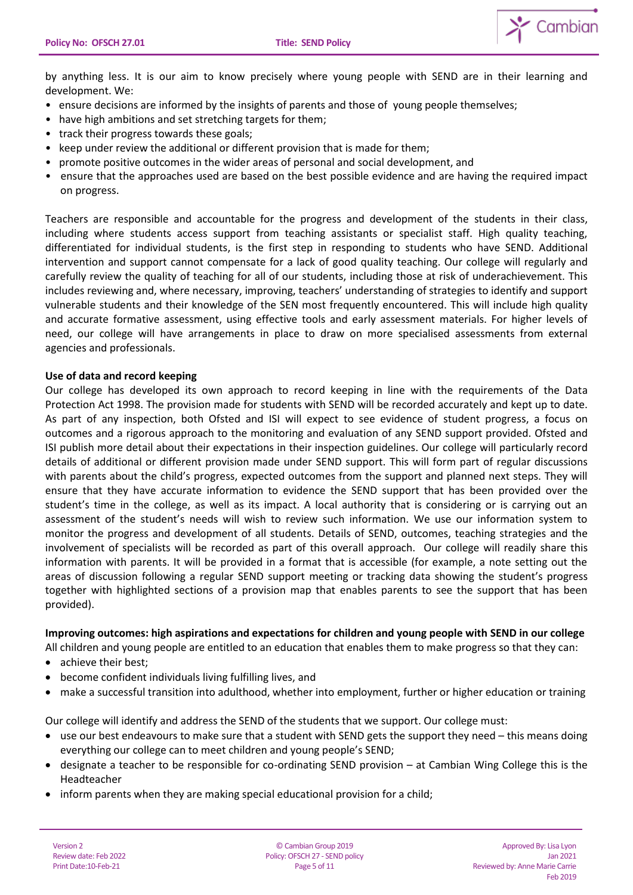by anything less. It is our aim to know precisely where young people with SEND are in their learning and development. We:

- ensure decisions are informed by the insights of parents and those of young people themselves;
- have high ambitions and set stretching targets for them;
- track their progress towards these goals;
- keep under review the additional or different provision that is made for them;
- promote positive outcomes in the wider areas of personal and social development, and
- ensure that the approaches used are based on the best possible evidence and are having the required impact on progress.

Teachers are responsible and accountable for the progress and development of the students in their class, including where students access support from teaching assistants or specialist staff. High quality teaching, differentiated for individual students, is the first step in responding to students who have SEND. Additional intervention and support cannot compensate for a lack of good quality teaching. Our college will regularly and carefully review the quality of teaching for all of our students, including those at risk of underachievement. This includes reviewing and, where necessary, improving, teachers' understanding of strategies to identify and support vulnerable students and their knowledge of the SEN most frequently encountered. This will include high quality and accurate formative assessment, using effective tools and early assessment materials. For higher levels of need, our college will have arrangements in place to draw on more specialised assessments from external agencies and professionals.

**Use of data and record keeping**

Our college has developed its own approach to record keeping in line with the requirements of the Data Protection Act 1998. The provision made for students with SEND will be recorded accurately and kept up to date. As part of any inspection, both Ofsted and ISI will expect to see evidence of student progress, a focus on outcomes and a rigorous approach to the monitoring and evaluation of any SEND support provided. Ofsted and ISI publish more detail about their expectations in their inspection guidelines. Our college will particularly record details of additional or different provision made under SEND support. This will form part of regular discussions with parents about the child's progress, expected outcomes from the support and planned next steps. They will ensure that they have accurate information to evidence the SEND support that has been provided over the student's time in the college, as well as its impact. A local authority that is considering or is carrying out an assessment of the student's needs will wish to review such information. We use our information system to monitor the progress and development of all students. Details of SEND, outcomes, teaching strategies and the involvement of specialists will be recorded as part of this overall approach. Our college will readily share this information with parents. It will be provided in a format that is accessible (for example, a note setting out the areas of discussion following a regular SEND support meeting or tracking data showing the student's progress together with highlighted sections of a provision map that enables parents to see the support that has been provided).

**Improving outcomes: high aspirations and expectations for children and young people with SEND in our college**

All children and young people are entitled to an education that enables them to make progress so that they can:

- achieve their best;
- become confident individuals living fulfilling lives, and
- make a successful transition into adulthood, whether into employment, further or higher education or training

Our college will identify and address the SEND of the students that we support. Our college must:

- use our best endeavours to make sure that a student with SEND gets the support they need – this means doing everything our college can to meet children and young people's SEND;
- designate a teacher to be responsible for co-ordinating SEND provision – at Cambian Wing College this is the Headteacher
- inform parents when they are making special educational provision for a child;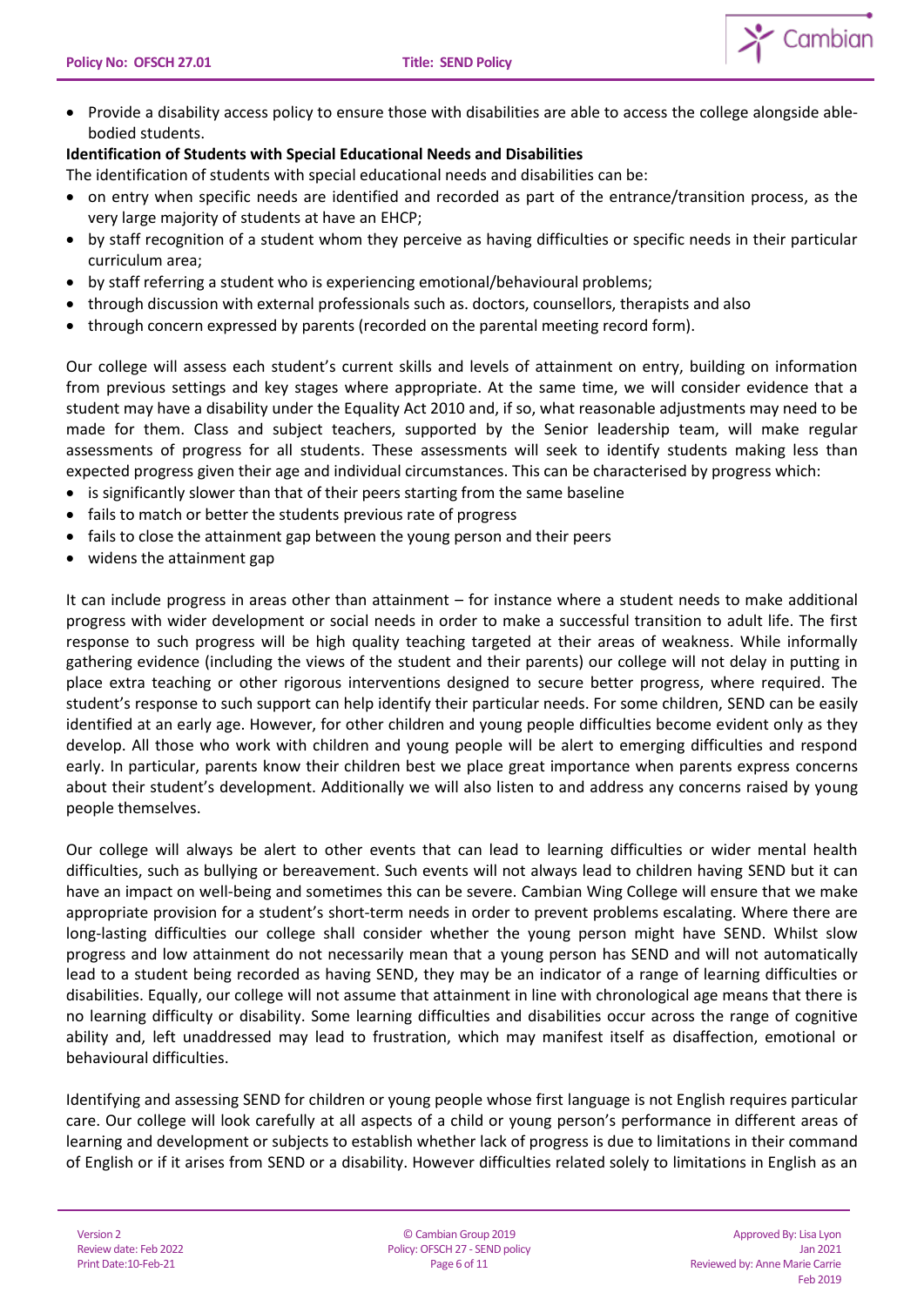- Provide a disability access policy to ensure those with disabilities are able to access the college alongside able-bodied students.

**Identification of Students with Special Educational Needs and Disabilities**

The identification of students with special educational needs and disabilities can be:

- on entry when specific needs are identified and recorded as part of the entrance/transition process, as the very large majority of students at have an EHCP;
- by staff recognition of a student whom they perceive as having difficulties or specific needs in their particular curriculum area;
- by staff referring a student who is experiencing emotional/behavioural problems;
- through discussion with external professionals such as. doctors, counsellors, therapists and also
- through concern expressed by parents (recorded on the parental meeting record form).

Our college will assess each student's current skills and levels of attainment on entry, building on information from previous settings and key stages where appropriate. At the same time, we will consider evidence that a student may have a disability under the Equality Act 2010 and, if so, what reasonable adjustments may need to be made for them. Class and subject teachers, supported by the Senior leadership team, will make regular assessments of progress for all students. These assessments will seek to identify students making less than expected progress given their age and individual circumstances. This can be characterised by progress which:

- is significantly slower than that of their peers starting from the same baseline
- fails to match or better the students previous rate of progress
- fails to close the attainment gap between the young person and their peers
- widens the attainment gap

It can include progress in areas other than attainment – for instance where a student needs to make additional progress with wider development or social needs in order to make a successful transition to adult life. The first response to such progress will be high quality teaching targeted at their areas of weakness. While informally gathering evidence (including the views of the student and their parents) our college will not delay in putting in place extra teaching or other rigorous interventions designed to secure better progress, where required. The student's response to such support can help identify their particular needs. For some children, SEND can be easily identified at an early age. However, for other children and young people difficulties become evident only as they develop. All those who work with children and young people will be alert to emerging difficulties and respond early. In particular, parents know their children best we place great importance when parents express concerns about their student's development. Additionally we will also listen to and address any concerns raised by young people themselves.

Our college will always be alert to other events that can lead to learning difficulties or wider mental health difficulties, such as bullying or bereavement. Such events will not always lead to children having SEND but it can have an impact on well-being and sometimes this can be severe. Cambian Wing College will ensure that we make appropriate provision for a student's short-term needs in order to prevent problems escalating. Where there are long-lasting difficulties our college shall consider whether the young person might have SEND. Whilst slow progress and low attainment do not necessarily mean that a young person has SEND and will not automatically lead to a student being recorded as having SEND, they may be an indicator of a range of learning difficulties or disabilities. Equally, our college will not assume that attainment in line with chronological age means that there is no learning difficulty or disability. Some learning difficulties and disabilities occur across the range of cognitive ability and, left unaddressed may lead to frustration, which may manifest itself as disaffection, emotional or behavioural difficulties.

Identifying and assessing SEND for children or young people whose first language is not English requires particular care. Our college will look carefully at all aspects of a child or young person's performance in different areas of learning and development or subjects to establish whether lack of progress is due to limitations in their command of English or if it arises from SEND or a disability. However difficulties related solely to limitations in English as an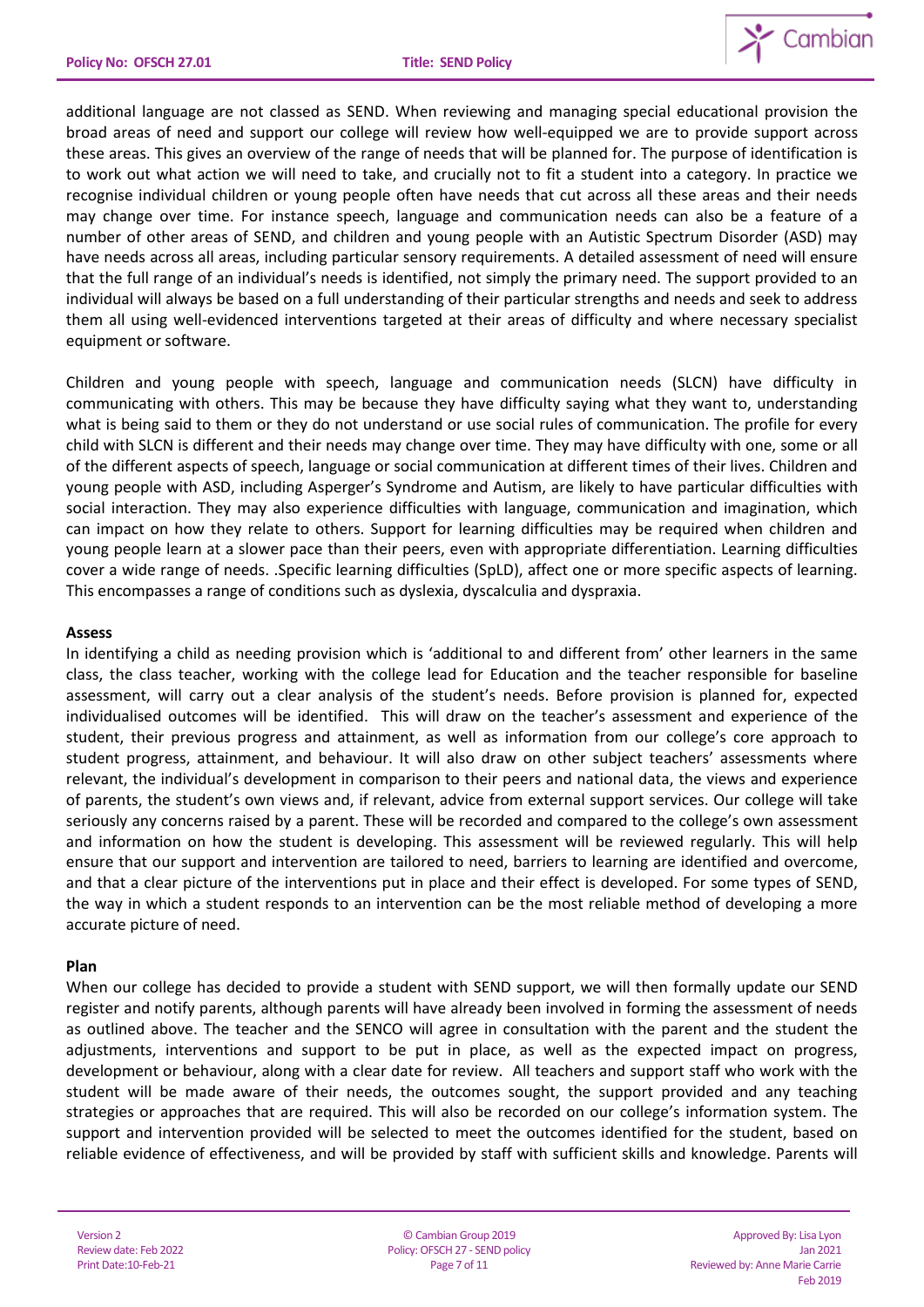additional language are not classed as SEND. When reviewing and managing special educational provision the broad areas of need and support our college will review how well-equipped we are to provide support across these areas. This gives an overview of the range of needs that will be planned for. The purpose of identification is to work out what action we will need to take, and crucially not to fit a student into a category. In practice we recognise individual children or young people often have needs that cut across all these areas and their needs may change over time. For instance speech, language and communication needs can also be a feature of a number of other areas of SEND, and children and young people with an Autistic Spectrum Disorder (ASD) may have needs across all areas, including particular sensory requirements. A detailed assessment of need will ensure that the full range of an individual's needs is identified, not simply the primary need. The support provided to an individual will always be based on a full understanding of their particular strengths and needs and seek to address them all using well-evidenced interventions targeted at their areas of difficulty and where necessary specialist equipment or software.

Children and young people with speech, language and communication needs (SLCN) have difficulty in communicating with others. This may be because they have difficulty saying what they want to, understanding what is being said to them or they do not understand or use social rules of communication. The profile for every child with SLCN is different and their needs may change over time. They may have difficulty with one, some or all of the different aspects of speech, language or social communication at different times of their lives. Children and young people with ASD, including Asperger's Syndrome and Autism, are likely to have particular difficulties with social interaction. They may also experience difficulties with language, communication and imagination, which can impact on how they relate to others. Support for learning difficulties may be required when children and young people learn at a slower pace than their peers, even with appropriate differentiation. Learning difficulties cover a wide range of needs. .Specific learning difficulties (SpLD), affect one or more specific aspects of learning. This encompasses a range of conditions such as dyslexia, dyscalculia and dyspraxia.

**Assess**

In identifying a child as needing provision which is 'additional to and different from' other learners in the same class, the class teacher, working with the college lead for Education and the teacher responsible for baseline assessment, will carry out a clear analysis of the student's needs. Before provision is planned for, expected individualised outcomes will be identified. This will draw on the teacher's assessment and experience of the student, their previous progress and attainment, as well as information from our college's core approach to student progress, attainment, and behaviour. It will also draw on other subject teachers' assessments where relevant, the individual's development in comparison to their peers and national data, the views and experience of parents, the student's own views and, if relevant, advice from external support services. Our college will take seriously any concerns raised by a parent. These will be recorded and compared to the college's own assessment and information on how the student is developing. This assessment will be reviewed regularly. This will help ensure that our support and intervention are tailored to need, barriers to learning are identified and overcome, and that a clear picture of the interventions put in place and their effect is developed. For some types of SEND, the way in which a student responds to an intervention can be the most reliable method of developing a more accurate picture of need.

**Plan**

When our college has decided to provide a student with SEND support, we will then formally update our SEND register and notify parents, although parents will have already been involved in forming the assessment of needs as outlined above. The teacher and the SENCO will agree in consultation with the parent and the student the adjustments, interventions and support to be put in place, as well as the expected impact on progress, development or behaviour, along with a clear date for review. All teachers and support staff who work with the student will be made aware of their needs, the outcomes sought, the support provided and any teaching strategies or approaches that are required. This will also be recorded on our college's information system. The support and intervention provided will be selected to meet the outcomes identified for the student, based on reliable evidence of effectiveness, and will be provided by staff with sufficient skills and knowledge. Parents will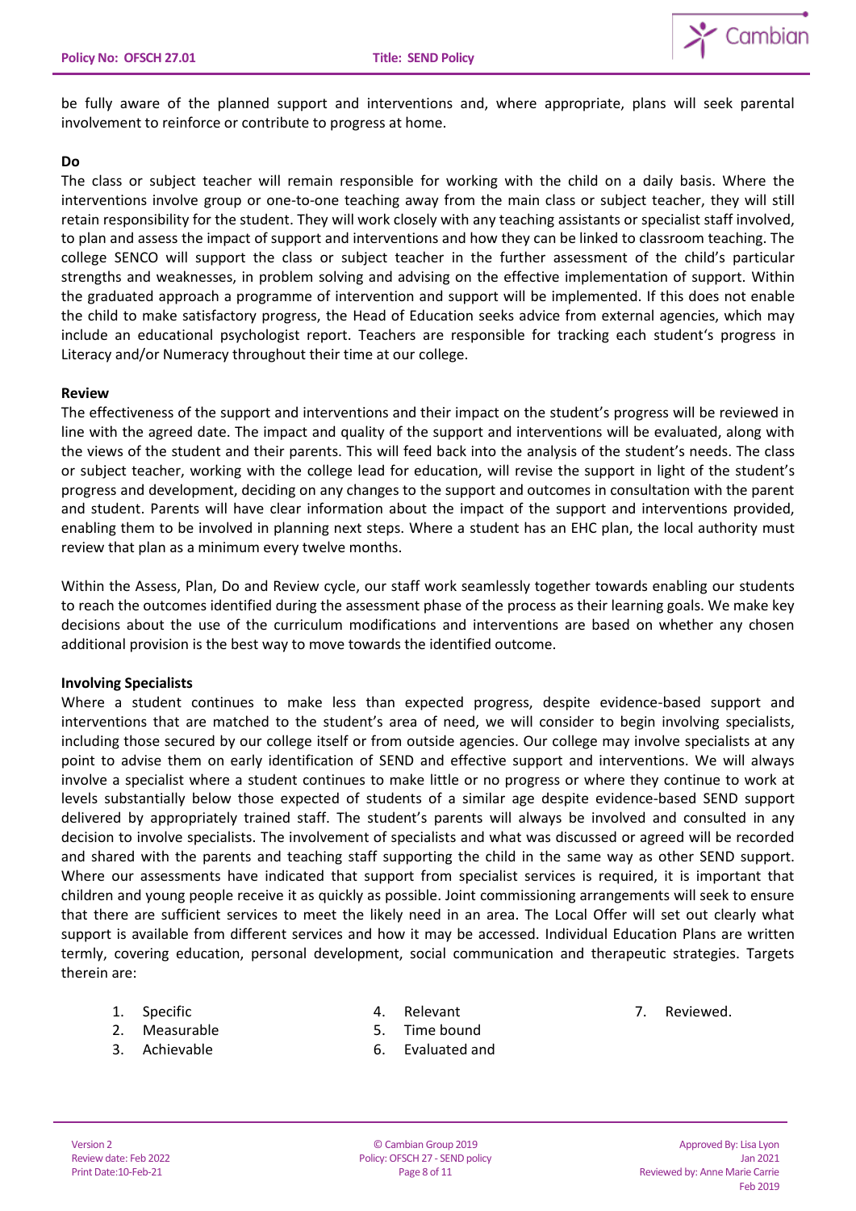be fully aware of the planned support and interventions and, where appropriate, plans will seek parental involvement to reinforce or contribute to progress at home.

**Do**

The class or subject teacher will remain responsible for working with the child on a daily basis. Where the interventions involve group or one-to-one teaching away from the main class or subject teacher, they will still retain responsibility for the student. They will work closely with any teaching assistants or specialist staff involved, to plan and assess the impact of support and interventions and how they can be linked to classroom teaching. The college SENCO will support the class or subject teacher in the further assessment of the child's particular strengths and weaknesses, in problem solving and advising on the effective implementation of support. Within the graduated approach a programme of intervention and support will be implemented. If this does not enable the child to make satisfactory progress, the Head of Education seeks advice from external agencies, which may include an educational psychologist report. Teachers are responsible for tracking each student's progress in Literacy and/or Numeracy throughout their time at our college.

**Review**

The effectiveness of the support and interventions and their impact on the student's progress will be reviewed in line with the agreed date. The impact and quality of the support and interventions will be evaluated, along with the views of the student and their parents. This will feed back into the analysis of the student's needs. The class or subject teacher, working with the college lead for education, will revise the support in light of the student's progress and development, deciding on any changes to the support and outcomes in consultation with the parent and student. Parents will have clear information about the impact of the support and interventions provided, enabling them to be involved in planning next steps. Where a student has an EHC plan, the local authority must review that plan as a minimum every twelve months.

Within the Assess, Plan, Do and Review cycle, our staff work seamlessly together towards enabling our students to reach the outcomes identified during the assessment phase of the process as their learning goals. We make key decisions about the use of the curriculum modifications and interventions are based on whether any chosen additional provision is the best way to move towards the identified outcome.

**Involving Specialists**

Where a student continues to make less than expected progress, despite evidence-based support and interventions that are matched to the student's area of need, we will consider to begin involving specialists, including those secured by our college itself or from outside agencies. Our college may involve specialists at any point to advise them on early identification of SEND and effective support and interventions. We will always involve a specialist where a student continues to make little or no progress or where they continue to work at levels substantially below those expected of students of a similar age despite evidence-based SEND support delivered by appropriately trained staff. The student's parents will always be involved and consulted in any decision to involve specialists. The involvement of specialists and what was discussed or agreed will be recorded and shared with the parents and teaching staff supporting the child in the same way as other SEND support. Where our assessments have indicated that support from specialist services is required, it is important that children and young people receive it as quickly as possible. Joint commissioning arrangements will seek to ensure that there are sufficient services to meet the likely need in an area. The Local Offer will set out clearly what support is available from different services and how it may be accessed. Individual Education Plans are written termly, covering education, personal development, social communication and therapeutic strategies. Targets therein are:

1. Specific
2. Measurable
3. Achievable
4. Relevant
5. Time bound
6. Evaluated and
7. Reviewed.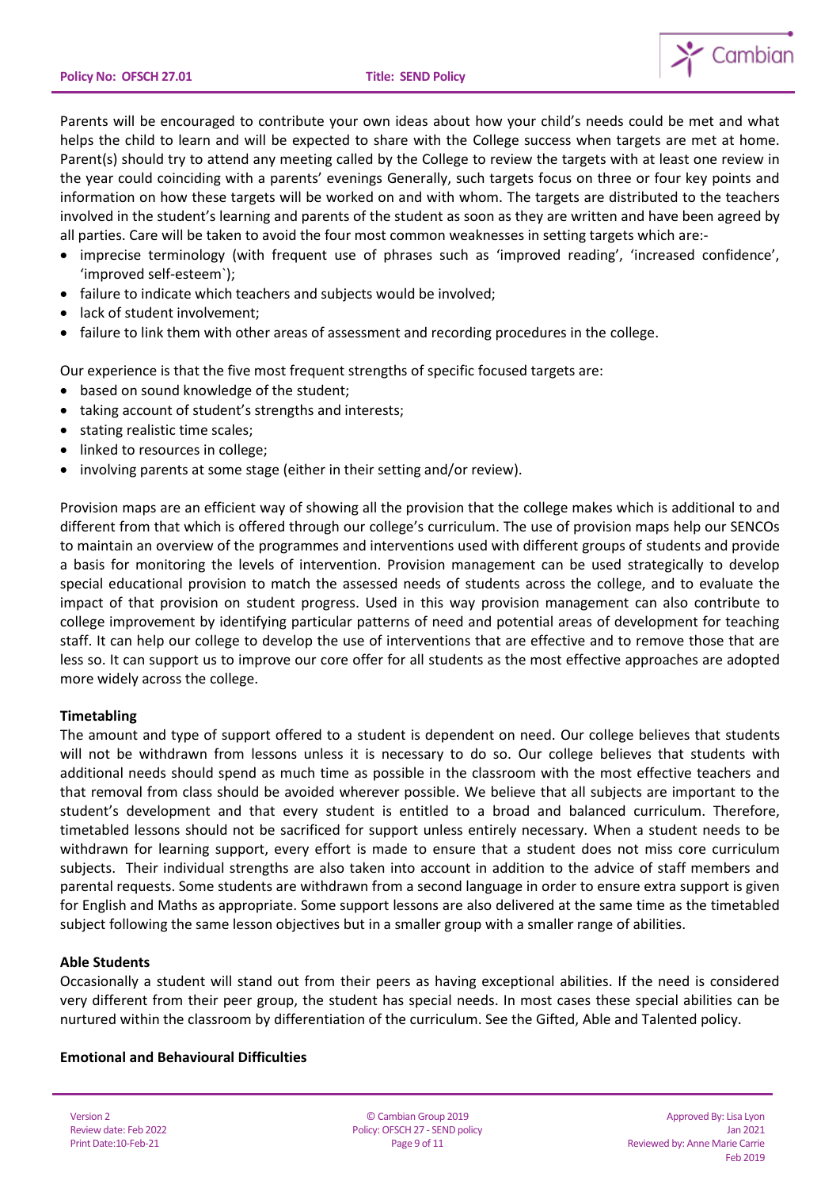Parents will be encouraged to contribute your own ideas about how your child's needs could be met and what helps the child to learn and will be expected to share with the College success when targets are met at home. Parent(s) should try to attend any meeting called by the College to review the targets with at least one review in the year could coinciding with a parents' evenings Generally, such targets focus on three or four key points and information on how these targets will be worked on and with whom. The targets are distributed to the teachers involved in the student's learning and parents of the student as soon as they are written and have been agreed by all parties. Care will be taken to avoid the four most common weaknesses in setting targets which are:-

- imprecise terminology (with frequent use of phrases such as 'improved reading', 'increased confidence', 'improved self-esteem`);
- failure to indicate which teachers and subjects would be involved;
- lack of student involvement;
- failure to link them with other areas of assessment and recording procedures in the college.

Our experience is that the five most frequent strengths of specific focused targets are:

- based on sound knowledge of the student;
- taking account of student's strengths and interests;
- stating realistic time scales;
- linked to resources in college;
- involving parents at some stage (either in their setting and/or review).

Provision maps are an efficient way of showing all the provision that the college makes which is additional to and different from that which is offered through our college's curriculum. The use of provision maps help our SENCOs to maintain an overview of the programmes and interventions used with different groups of students and provide a basis for monitoring the levels of intervention. Provision management can be used strategically to develop special educational provision to match the assessed needs of students across the college, and to evaluate the impact of that provision on student progress. Used in this way provision management can also contribute to college improvement by identifying particular patterns of need and potential areas of development for teaching staff. It can help our college to develop the use of interventions that are effective and to remove those that are less so. It can support us to improve our core offer for all students as the most effective approaches are adopted more widely across the college.

**Timetabling**

The amount and type of support offered to a student is dependent on need. Our college believes that students will not be withdrawn from lessons unless it is necessary to do so. Our college believes that students with additional needs should spend as much time as possible in the classroom with the most effective teachers and that removal from class should be avoided wherever possible. We believe that all subjects are important to the student's development and that every student is entitled to a broad and balanced curriculum. Therefore, timetabled lessons should not be sacrificed for support unless entirely necessary. When a student needs to be withdrawn for learning support, every effort is made to ensure that a student does not miss core curriculum subjects. Their individual strengths are also taken into account in addition to the advice of staff members and parental requests. Some students are withdrawn from a second language in order to ensure extra support is given for English and Maths as appropriate. Some support lessons are also delivered at the same time as the timetabled subject following the same lesson objectives but in a smaller group with a smaller range of abilities.

**Able Students**

Occasionally a student will stand out from their peers as having exceptional abilities. If the need is considered very different from their peer group, the student has special needs. In most cases these special abilities can be nurtured within the classroom by differentiation of the curriculum. See the Gifted, Able and Talented policy.

**Emotional and Behavioural Difficulties**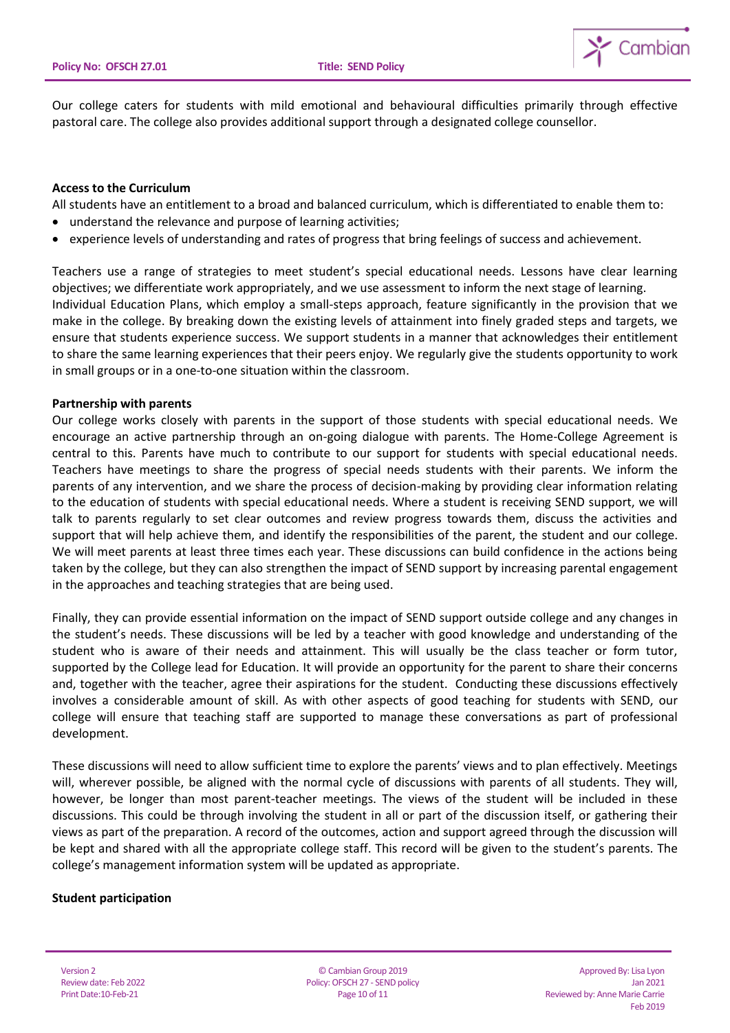Our college caters for students with mild emotional and behavioural difficulties primarily through effective pastoral care. The college also provides additional support through a designated college counsellor.

**Access to the Curriculum**

All students have an entitlement to a broad and balanced curriculum, which is differentiated to enable them to:

- understand the relevance and purpose of learning activities;
- experience levels of understanding and rates of progress that bring feelings of success and achievement.

Teachers use a range of strategies to meet student's special educational needs. Lessons have clear learning objectives; we differentiate work appropriately, and we use assessment to inform the next stage of learning. Individual Education Plans, which employ a small-steps approach, feature significantly in the provision that we make in the college. By breaking down the existing levels of attainment into finely graded steps and targets, we ensure that students experience success. We support students in a manner that acknowledges their entitlement to share the same learning experiences that their peers enjoy. We regularly give the students opportunity to work in small groups or in a one-to-one situation within the classroom.

**Partnership with parents**

Our college works closely with parents in the support of those students with special educational needs. We encourage an active partnership through an on-going dialogue with parents. The Home-College Agreement is central to this. Parents have much to contribute to our support for students with special educational needs. Teachers have meetings to share the progress of special needs students with their parents. We inform the parents of any intervention, and we share the process of decision-making by providing clear information relating to the education of students with special educational needs. Where a student is receiving SEND support, we will talk to parents regularly to set clear outcomes and review progress towards them, discuss the activities and support that will help achieve them, and identify the responsibilities of the parent, the student and our college. We will meet parents at least three times each year. These discussions can build confidence in the actions being taken by the college, but they can also strengthen the impact of SEND support by increasing parental engagement in the approaches and teaching strategies that are being used.

Finally, they can provide essential information on the impact of SEND support outside college and any changes in the student's needs. These discussions will be led by a teacher with good knowledge and understanding of the student who is aware of their needs and attainment. This will usually be the class teacher or form tutor, supported by the College lead for Education. It will provide an opportunity for the parent to share their concerns and, together with the teacher, agree their aspirations for the student. Conducting these discussions effectively involves a considerable amount of skill. As with other aspects of good teaching for students with SEND, our college will ensure that teaching staff are supported to manage these conversations as part of professional development.

These discussions will need to allow sufficient time to explore the parents' views and to plan effectively. Meetings will, wherever possible, be aligned with the normal cycle of discussions with parents of all students. They will, however, be longer than most parent-teacher meetings. The views of the student will be included in these discussions. This could be through involving the student in all or part of the discussion itself, or gathering their views as part of the preparation. A record of the outcomes, action and support agreed through the discussion will be kept and shared with all the appropriate college staff. This record will be given to the student's parents. The college's management information system will be updated as appropriate.

**Student participation**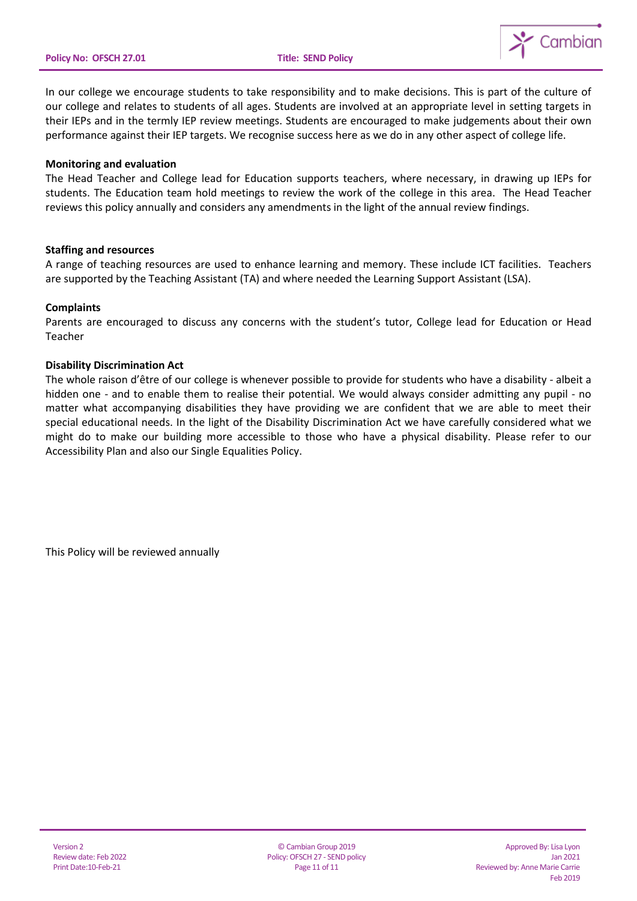In our college we encourage students to take responsibility and to make decisions. This is part of the culture of our college and relates to students of all ages. Students are involved at an appropriate level in setting targets in their IEPs and in the termly IEP review meetings. Students are encouraged to make judgements about their own performance against their IEP targets. We recognise success here as we do in any other aspect of college life.

**Monitoring and evaluation**

The Head Teacher and College lead for Education supports teachers, where necessary, in drawing up IEPs for students. The Education team hold meetings to review the work of the college in this area. The Head Teacher reviews this policy annually and considers any amendments in the light of the annual review findings.

**Staffing and resources**

A range of teaching resources are used to enhance learning and memory. These include ICT facilities. Teachers are supported by the Teaching Assistant (TA) and where needed the Learning Support Assistant (LSA).

**Complaints**

Parents are encouraged to discuss any concerns with the student's tutor, College lead for Education or Head Teacher

**Disability Discrimination Act**

The whole raison d'être of our college is whenever possible to provide for students who have a disability - albeit a hidden one - and to enable them to realise their potential. We would always consider admitting any pupil - no matter what accompanying disabilities they have providing we are confident that we are able to meet their special educational needs. In the light of the Disability Discrimination Act we have carefully considered what we might do to make our building more accessible to those who have a physical disability. Please refer to our Accessibility Plan and also our Single Equalities Policy.

This Policy will be reviewed annually